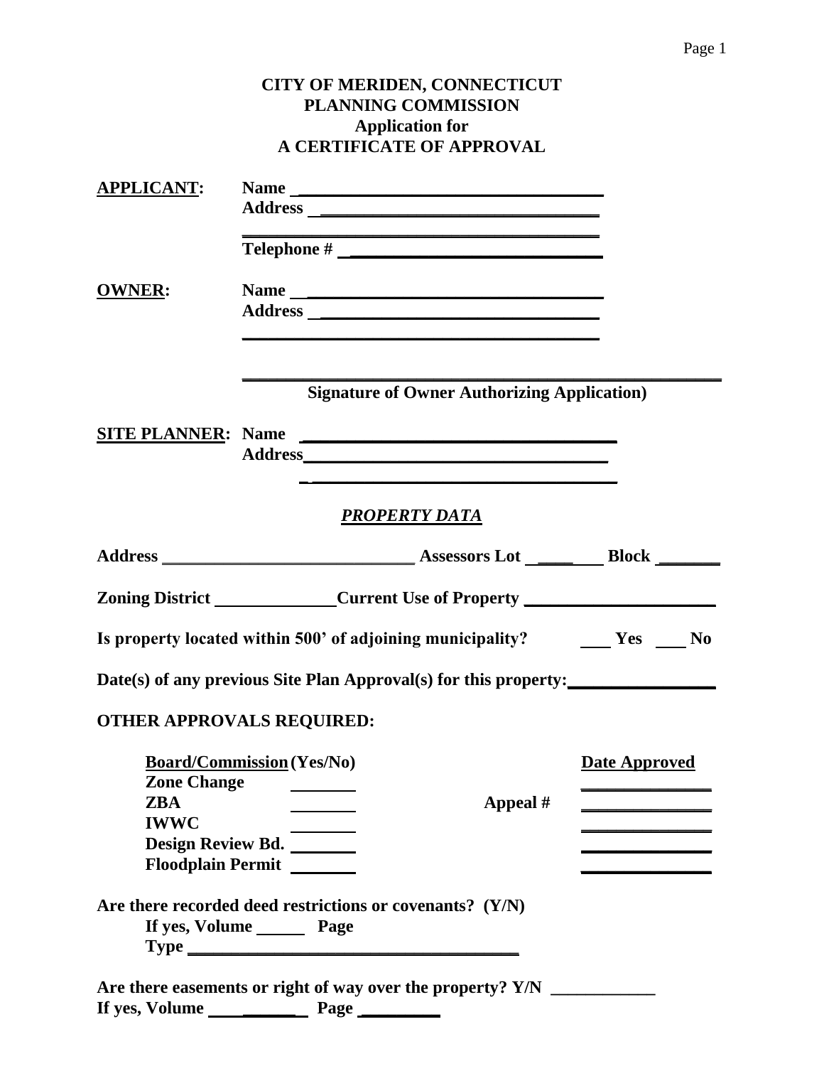# CITY OF MERIDEN, CONNECTICUT
## PLANNING COMMISSION
## Application for
## A CERTIFICATE OF APPROVAL

**APPLICANT:** **Name** ___________________________________
**Address** ________________________________
________________________________________
**Telephone #** ____________________________

**OWNER:** **Name** ___________________________________
**Address** ________________________________
________________________________________

_________________________________________________________
**Signature of Owner Authorizing Application)**

**SITE PLANNER:** **Name** ___________________________________
**Address** ________________________________
________________________________________

## *PROPERTY DATA*

**Address** _____________________________ **Assessors Lot** ________ **Block** _______

**Zoning District** ______________ **Current Use of Property** ______________________

**Is property located within 500' of adjoining municipality?** ____ **Yes** ____ **No**

**Date(s) of any previous Site Plan Approval(s) for this property:** ________________

**OTHER APPROVALS REQUIRED:**

| Board/Commission | (Yes/No) | | Date Approved |
|---|---|---|---|
| Zone Change | _______ | | _______________ |
| ZBA | _______ | Appeal # | _______________ |
| IWWC | _______ | | _______________ |
| Design Review Bd. | _______ | | _______________ |
| Floodplain Permit | _______ | | _______________ |

**Are there recorded deed restrictions or covenants? (Y/N)**
**If yes, Volume** ______ **Page**
**Type** ______________________________________

**Are there easements or right of way over the property? Y/N** ____________
**If yes, Volume** ___________ **Page** _________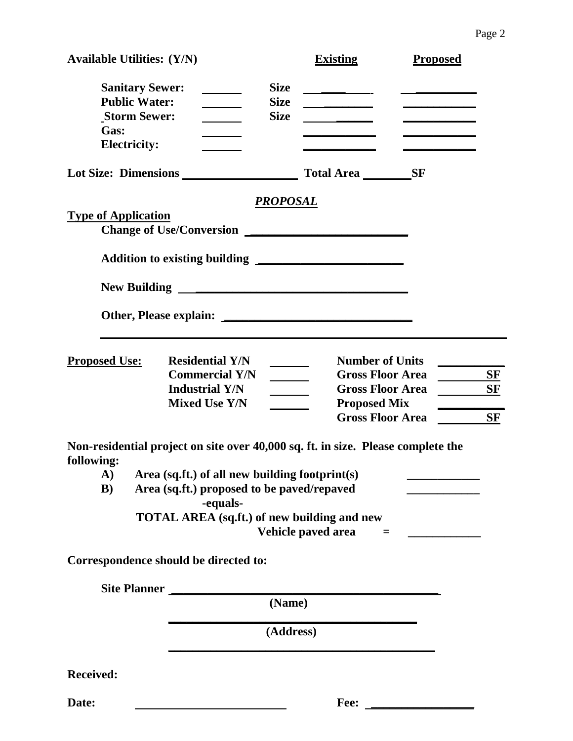**Available Utilities: (Y/N)**

| | Y/N | | Existing | Proposed |
|---|---|---|---|---|
| **Sanitary Sewer:** | ______ | **Size** | ______ | ______ |
| **Public Water:** | ______ | **Size** | ______ | ______ |
| **Storm Sewer:** | ______ | **Size** | ______ | ______ |
| **Gas:** | ______ | | ______ | ______ |
| **Electricity:** | ______ | | ______ | ______ |

**Lot Size: Dimensions** ________________ **Total Area** ________ **SF**

## ***PROPOSAL***

**Type of Application**

**Change of Use/Conversion** ________________________

**Addition to existing building** ________________________

**New Building** ________________________

**Other, Please explain:** ________________________

________________________________________________

| **Proposed Use:** | | | | |
|---|---|---|---|---|
| | **Residential Y/N** | ______ | **Number of Units** | ______ |
| | **Commercial Y/N** | ______ | **Gross Floor Area** | ______ **SF** |
| | **Industrial Y/N** | ______ | **Gross Floor Area** | ______ **SF** |
| | **Mixed Use Y/N** | ______ | **Proposed Mix** | ______ |
| | | | **Gross Floor Area** | ______ **SF** |

**Non-residential project on site over 40,000 sq. ft. in size. Please complete the following:**

**A)** **Area (sq.ft.) of all new building footprint(s)** ____________

**B)** **Area (sq.ft.) proposed to be paved/repaved** ____________

**-equals-**

**TOTAL AREA (sq.ft.) of new building and new Vehicle paved area** **=** ____________

**Correspondence should be directed to:**

**Site Planner** ________________________________________
**(Name)**

________________________________________
**(Address)**

________________________________________

**Received:**

**Date:** ________________________ **Fee:** ________________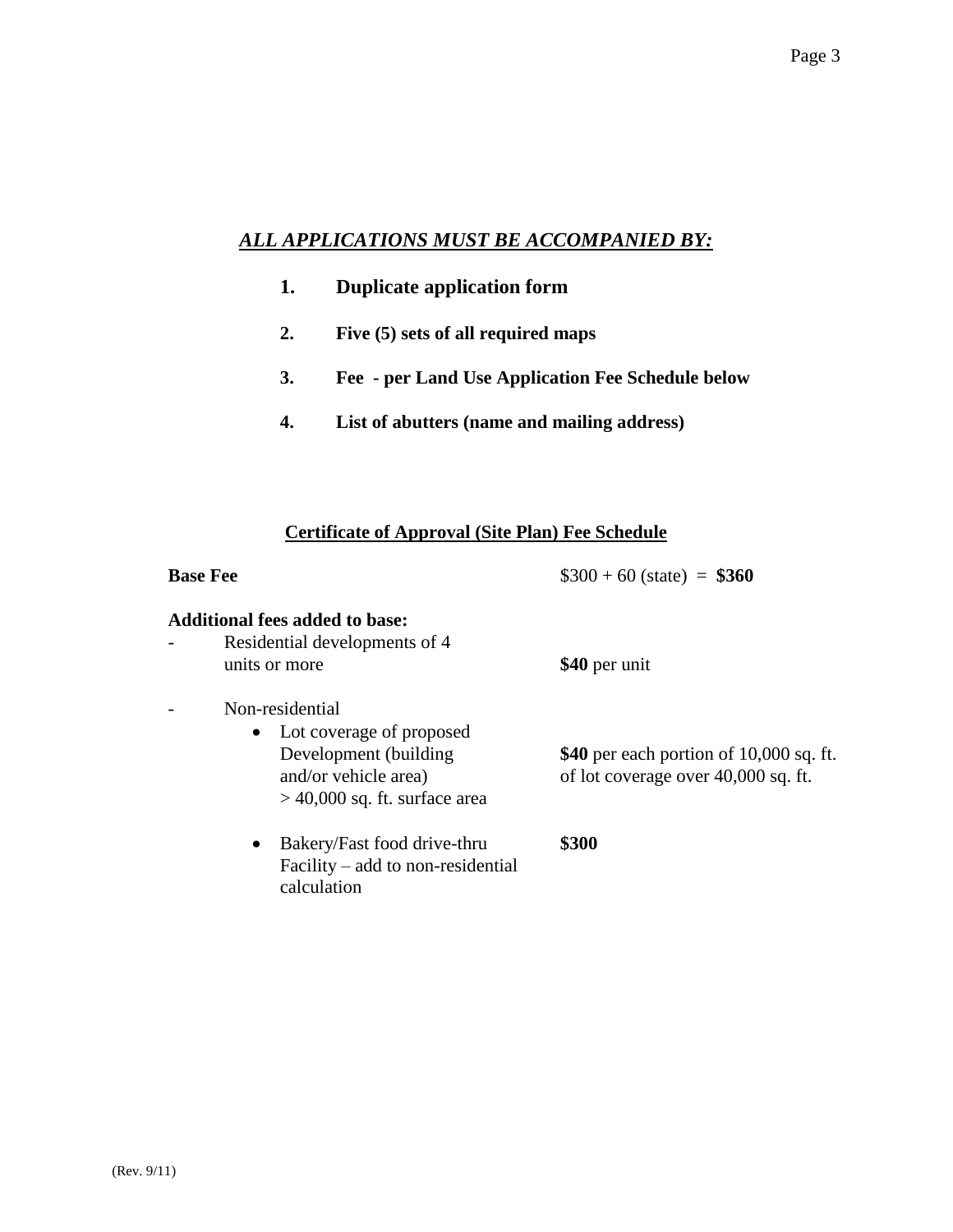***ALL APPLICATIONS MUST BE ACCOMPANIED BY:***

1. **Duplicate application form**
2. **Five (5) sets of all required maps**
3. **Fee - per Land Use Application Fee Schedule below**
4. **List of abutters (name and mailing address)**

## Certificate of Approval (Site Plan) Fee Schedule

| | |
|---|---|
| **Base Fee** | \$300 + 60 (state) = **\$360** |
| **Additional fees added to base:** | |
| - Residential developments of 4 units or more | **\$40** per unit |
| - Non-residential | |
| • Lot coverage of proposed Development (building and/or vehicle area) > 40,000 sq. ft. surface area | **\$40** per each portion of 10,000 sq. ft. of lot coverage over 40,000 sq. ft. |
| • Bakery/Fast food drive-thru Facility – add to non-residential calculation | **\$300** |

(Rev. 9/11)